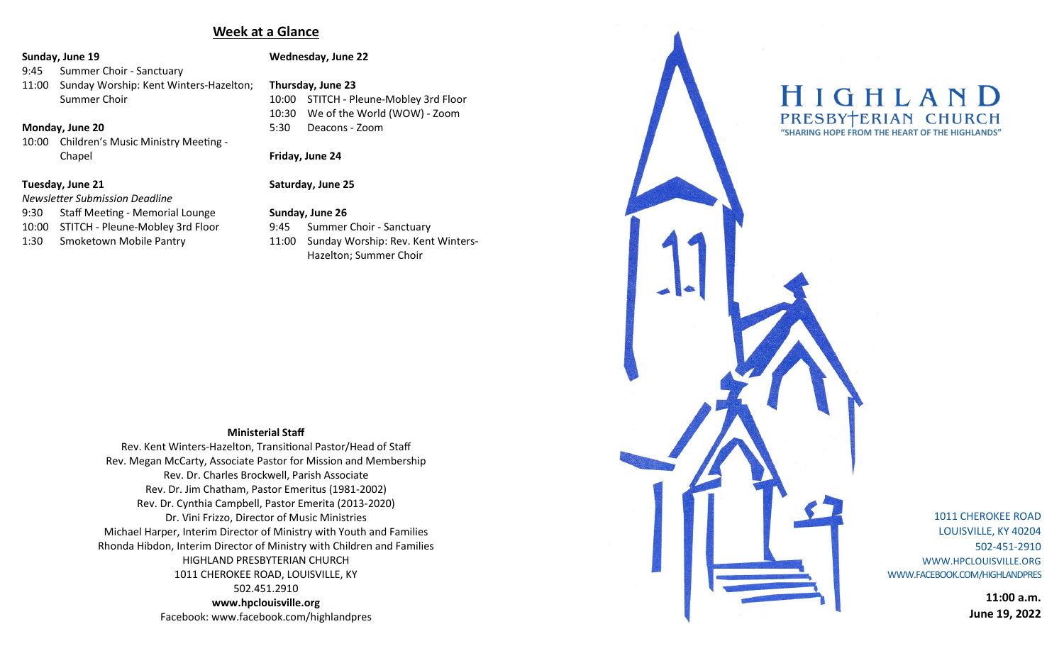## Week at a Glance

**Sunday, June 19**
9:45 Summer Choir - Sanctuary
11:00 Sunday Worship: Kent Winters-Hazelton; Summer Choir

**Monday, June 20**
10:00 Children's Music Ministry Meeting - Chapel

**Tuesday, June 21**
*Newsletter Submission Deadline*
9:30 Staff Meeting - Memorial Lounge
10:00 STITCH - Pleune-Mobley 3rd Floor
1:30 Smoketown Mobile Pantry

**Wednesday, June 22**

**Thursday, June 23**
10:00 STITCH - Pleune-Mobley 3rd Floor
10:30 We of the World (WOW) - Zoom
5:30 Deacons - Zoom

**Friday, June 24**

**Saturday, June 25**

**Sunday, June 26**
9:45 Summer Choir - Sanctuary
11:00 Sunday Worship: Rev. Kent Winters-Hazelton; Summer Choir

**Ministerial Staff**

Rev. Kent Winters-Hazelton, Transitional Pastor/Head of Staff
Rev. Megan McCarty, Associate Pastor for Mission and Membership
Rev. Dr. Charles Brockwell, Parish Associate
Rev. Dr. Jim Chatham, Pastor Emeritus (1981-2002)
Rev. Dr. Cynthia Campbell, Pastor Emerita (2013-2020)
Dr. Vini Frizzo, Director of Music Ministries
Michael Harper, Interim Director of Ministry with Youth and Families
Rhonda Hibdon, Interim Director of Ministry with Children and Families
HIGHLAND PRESBYTERIAN CHURCH
1011 CHEROKEE ROAD, LOUISVILLE, KY
502.451.2910
**www.hpclouisville.org**
Facebook: www.facebook.com/highlandpres

# HIGHLAND PRESBYTERIAN CHURCH

**"SHARING HOPE FROM THE HEART OF THE HIGHLANDS"**

1011 CHEROKEE ROAD
LOUISVILLE, KY 40204
502-451-2910
WWW.HPCLOUISVILLE.ORG
WWW.FACEBOOK.COM/HIGHLANDPRES

**11:00 a.m.**
**June 19, 2022**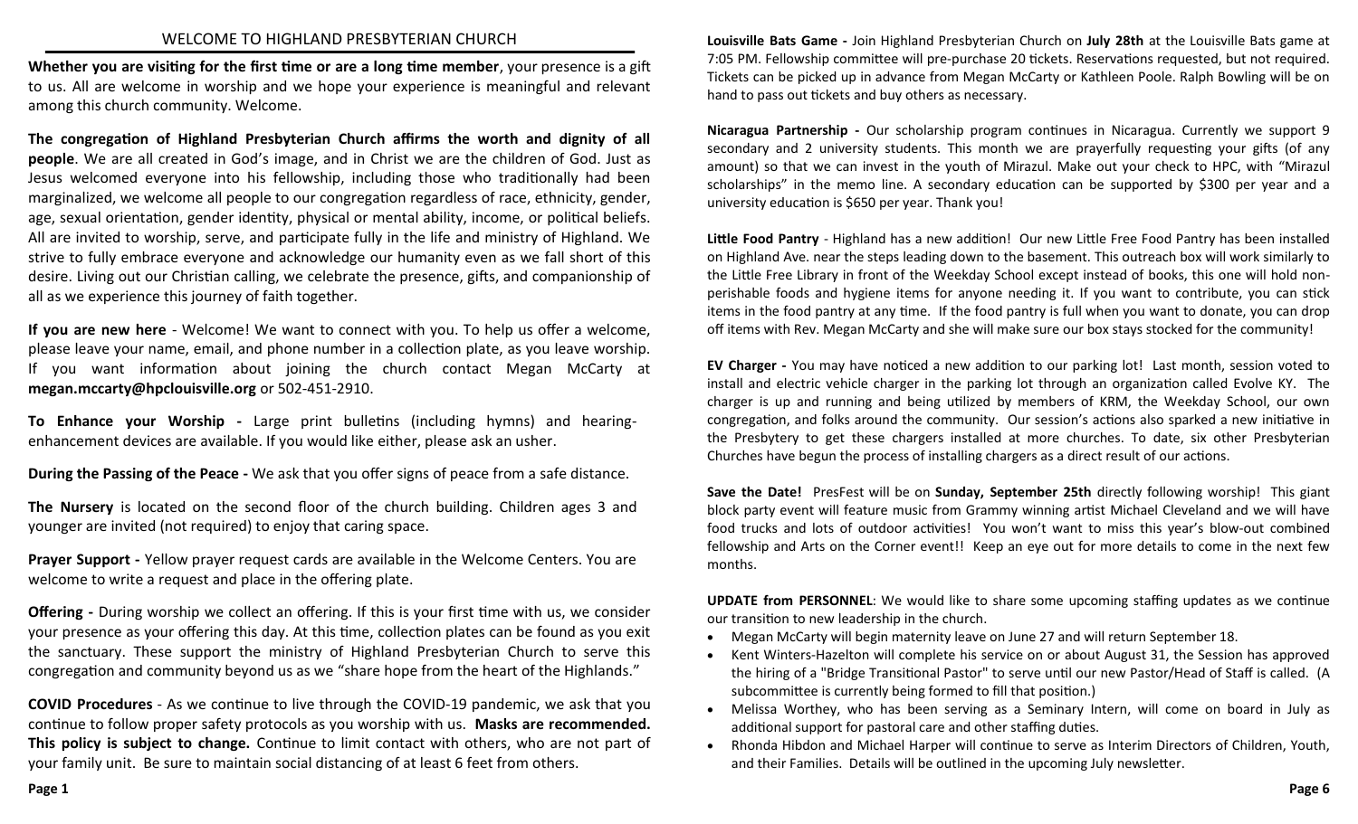## WELCOME TO HIGHLAND PRESBYTERIAN CHURCH

**Whether you are visiting for the first time or are a long time member**, your presence is a gift to us. All are welcome in worship and we hope your experience is meaningful and relevant among this church community. Welcome.

**The congregation of Highland Presbyterian Church affirms the worth and dignity of all people**. We are all created in God's image, and in Christ we are the children of God. Just as Jesus welcomed everyone into his fellowship, including those who traditionally had been marginalized, we welcome all people to our congregation regardless of race, ethnicity, gender, age, sexual orientation, gender identity, physical or mental ability, income, or political beliefs. All are invited to worship, serve, and participate fully in the life and ministry of Highland. We strive to fully embrace everyone and acknowledge our humanity even as we fall short of this desire. Living out our Christian calling, we celebrate the presence, gifts, and companionship of all as we experience this journey of faith together.

**If you are new here** - Welcome! We want to connect with you. To help us offer a welcome, please leave your name, email, and phone number in a collection plate, as you leave worship. If you want information about joining the church contact Megan McCarty at **megan.mccarty@hpclouisville.org** or 502-451-2910.

**To Enhance your Worship -** Large print bulletins (including hymns) and hearing-enhancement devices are available. If you would like either, please ask an usher.

**During the Passing of the Peace -** We ask that you offer signs of peace from a safe distance.

**The Nursery** is located on the second floor of the church building. Children ages 3 and younger are invited (not required) to enjoy that caring space.

**Prayer Support -** Yellow prayer request cards are available in the Welcome Centers. You are welcome to write a request and place in the offering plate.

**Offering -** During worship we collect an offering. If this is your first time with us, we consider your presence as your offering this day. At this time, collection plates can be found as you exit the sanctuary. These support the ministry of Highland Presbyterian Church to serve this congregation and community beyond us as we "share hope from the heart of the Highlands."

**COVID Procedures** - As we continue to live through the COVID-19 pandemic, we ask that you continue to follow proper safety protocols as you worship with us. **Masks are recommended. This policy is subject to change.** Continue to limit contact with others, who are not part of your family unit. Be sure to maintain social distancing of at least 6 feet from others.

**Louisville Bats Game -** Join Highland Presbyterian Church on **July 28th** at the Louisville Bats game at 7:05 PM. Fellowship committee will pre-purchase 20 tickets. Reservations requested, but not required. Tickets can be picked up in advance from Megan McCarty or Kathleen Poole. Ralph Bowling will be on hand to pass out tickets and buy others as necessary.

**Nicaragua Partnership -** Our scholarship program continues in Nicaragua. Currently we support 9 secondary and 2 university students. This month we are prayerfully requesting your gifts (of any amount) so that we can invest in the youth of Mirazul. Make out your check to HPC, with "Mirazul scholarships" in the memo line. A secondary education can be supported by $300 per year and a university education is $650 per year. Thank you!

**Little Food Pantry** - Highland has a new addition! Our new Little Free Food Pantry has been installed on Highland Ave. near the steps leading down to the basement. This outreach box will work similarly to the Little Free Library in front of the Weekday School except instead of books, this one will hold non-perishable foods and hygiene items for anyone needing it. If you want to contribute, you can stick items in the food pantry at any time. If the food pantry is full when you want to donate, you can drop off items with Rev. Megan McCarty and she will make sure our box stays stocked for the community!

**EV Charger -** You may have noticed a new addition to our parking lot! Last month, session voted to install and electric vehicle charger in the parking lot through an organization called Evolve KY. The charger is up and running and being utilized by members of KRM, the Weekday School, our own congregation, and folks around the community. Our session's actions also sparked a new initiative in the Presbytery to get these chargers installed at more churches. To date, six other Presbyterian Churches have begun the process of installing chargers as a direct result of our actions.

**Save the Date!** PresFest will be on **Sunday, September 25th** directly following worship! This giant block party event will feature music from Grammy winning artist Michael Cleveland and we will have food trucks and lots of outdoor activities! You won't want to miss this year's blow-out combined fellowship and Arts on the Corner event!! Keep an eye out for more details to come in the next few months.

**UPDATE from PERSONNEL**: We would like to share some upcoming staffing updates as we continue our transition to new leadership in the church.

- Megan McCarty will begin maternity leave on June 27 and will return September 18.
- Kent Winters-Hazelton will complete his service on or about August 31, the Session has approved the hiring of a "Bridge Transitional Pastor" to serve until our new Pastor/Head of Staff is called. (A subcommittee is currently being formed to fill that position.)
- Melissa Worthey, who has been serving as a Seminary Intern, will come on board in July as additional support for pastoral care and other staffing duties.
- Rhonda Hibdon and Michael Harper will continue to serve as Interim Directors of Children, Youth, and their Families. Details will be outlined in the upcoming July newsletter.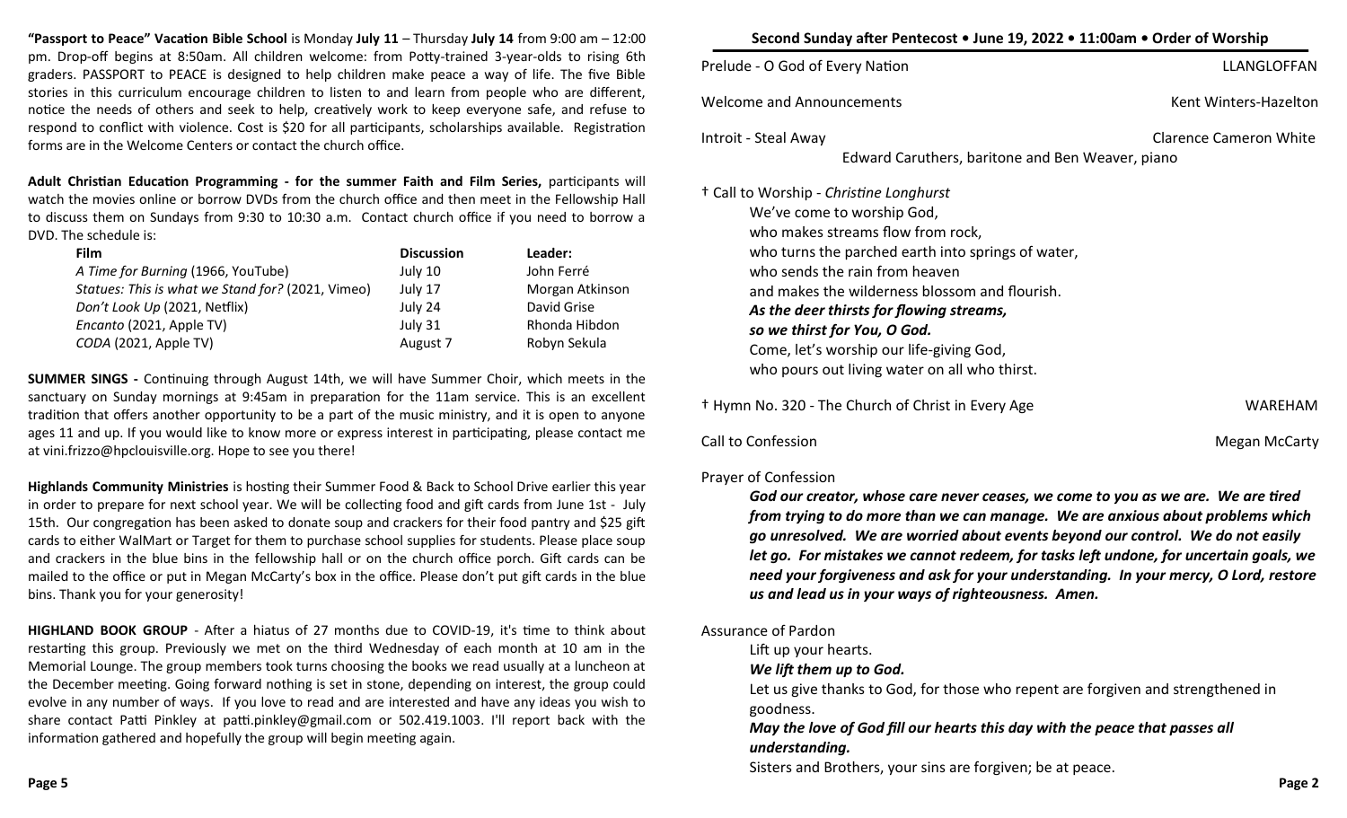**"Passport to Peace" Vacation Bible School** is Monday **July 11** – Thursday **July 14** from 9:00 am – 12:00 pm. Drop-off begins at 8:50am. All children welcome: from Potty-trained 3-year-olds to rising 6th graders. PASSPORT to PEACE is designed to help children make peace a way of life. The five Bible stories in this curriculum encourage children to listen to and learn from people who are different, notice the needs of others and seek to help, creatively work to keep everyone safe, and refuse to respond to conflict with violence. Cost is $20 for all participants, scholarships available. Registration forms are in the Welcome Centers or contact the church office.

**Adult Christian Education Programming - for the summer Faith and Film Series,** participants will watch the movies online or borrow DVDs from the church office and then meet in the Fellowship Hall to discuss them on Sundays from 9:30 to 10:30 a.m. Contact church office if you need to borrow a DVD. The schedule is:

| Film | Discussion | Leader: |
|---|---|---|
| *A Time for Burning* (1966, YouTube) | July 10 | John Ferré |
| *Statues: This is what we Stand for?* (2021, Vimeo) | July 17 | Morgan Atkinson |
| *Don't Look Up* (2021, Netflix) | July 24 | David Grise |
| *Encanto* (2021, Apple TV) | July 31 | Rhonda Hibdon |
| *CODA* (2021, Apple TV) | August 7 | Robyn Sekula |

**SUMMER SINGS -** Continuing through August 14th, we will have Summer Choir, which meets in the sanctuary on Sunday mornings at 9:45am in preparation for the 11am service. This is an excellent tradition that offers another opportunity to be a part of the music ministry, and it is open to anyone ages 11 and up. If you would like to know more or express interest in participating, please contact me at vini.frizzo@hpclouisville.org. Hope to see you there!

**Highlands Community Ministries** is hosting their Summer Food & Back to School Drive earlier this year in order to prepare for next school year. We will be collecting food and gift cards from June 1st - July 15th. Our congregation has been asked to donate soup and crackers for their food pantry and $25 gift cards to either WalMart or Target for them to purchase school supplies for students. Please place soup and crackers in the blue bins in the fellowship hall or on the church office porch. Gift cards can be mailed to the office or put in Megan McCarty's box in the office. Please don't put gift cards in the blue bins. Thank you for your generosity!

**HIGHLAND BOOK GROUP** - After a hiatus of 27 months due to COVID-19, it's time to think about restarting this group. Previously we met on the third Wednesday of each month at 10 am in the Memorial Lounge. The group members took turns choosing the books we read usually at a luncheon at the December meeting. Going forward nothing is set in stone, depending on interest, the group could evolve in any number of ways. If you love to read and are interested and have any ideas you wish to share contact Patti Pinkley at patti.pinkley@gmail.com or 502.419.1003. I'll report back with the information gathered and hopefully the group will begin meeting again.

## Second Sunday after Pentecost • June 19, 2022 • 11:00am • Order of Worship

Prelude - O God of Every Nation — LLANGLOFFAN

Welcome and Announcements — Kent Winters-Hazelton

Introit - Steal Away — Clarence Cameron White

Edward Caruthers, baritone and Ben Weaver, piano

† Call to Worship - *Christine Longhurst*

We've come to worship God,
who makes streams flow from rock,
who turns the parched earth into springs of water,
who sends the rain from heaven
and makes the wilderness blossom and flourish.
***As the deer thirsts for flowing streams,***
***so we thirst for You, O God.***
Come, let's worship our life-giving God,
who pours out living water on all who thirst.

† Hymn No. 320 - The Church of Christ in Every Age — WAREHAM

Call to Confession — Megan McCarty

Prayer of Confession

***God our creator, whose care never ceases, we come to you as we are. We are tired from trying to do more than we can manage. We are anxious about problems which go unresolved. We are worried about events beyond our control. We do not easily let go. For mistakes we cannot redeem, for tasks left undone, for uncertain goals, we need your forgiveness and ask for your understanding. In your mercy, O Lord, restore us and lead us in your ways of righteousness. Amen.***

Assurance of Pardon

Lift up your hearts.
***We lift them up to God.***
Let us give thanks to God, for those who repent are forgiven and strengthened in goodness.
***May the love of God fill our hearts this day with the peace that passes all understanding.***
Sisters and Brothers, your sins are forgiven; be at peace.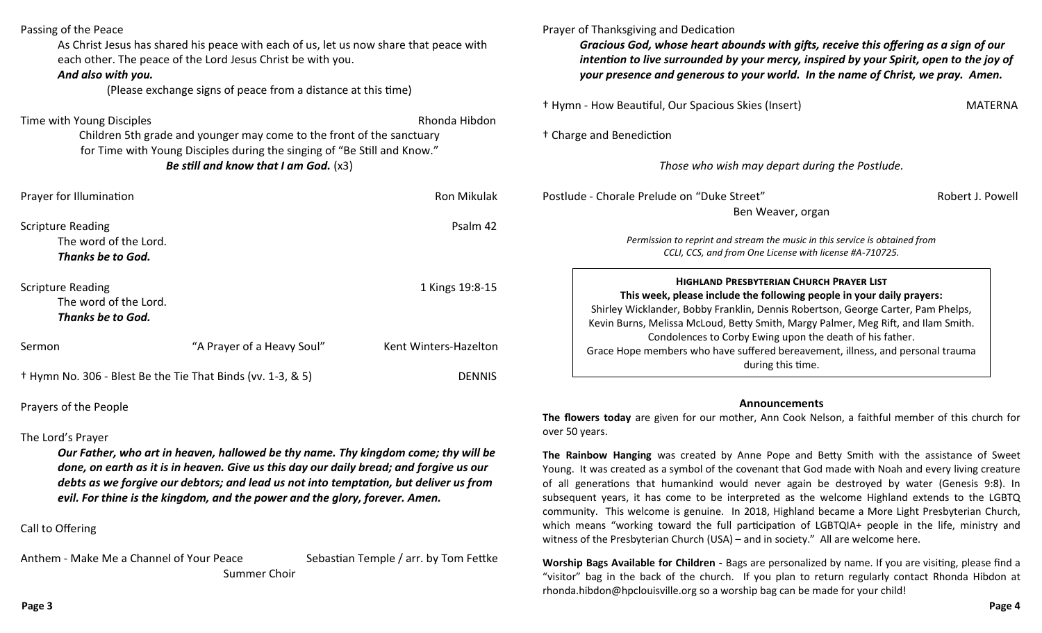Passing of the Peace

As Christ Jesus has shared his peace with each of us, let us now share that peace with each other. The peace of the Lord Jesus Christ be with you.

***And also with you.***

(Please exchange signs of peace from a distance at this time)

Time with Young Disciples — Rhonda Hibdon

Children 5th grade and younger may come to the front of the sanctuary for Time with Young Disciples during the singing of "Be Still and Know."

***Be still and know that I am God.*** (x3)

Prayer for Illumination — Ron Mikulak

Scripture Reading — Psalm 42

The word of the Lord.

***Thanks be to God.***

Scripture Reading — 1 Kings 19:8-15

The word of the Lord.

***Thanks be to God.***

Sermon — "A Prayer of a Heavy Soul" — Kent Winters-Hazelton

† Hymn No. 306 - Blest Be the Tie That Binds (vv. 1-3, & 5) — DENNIS

Prayers of the People

The Lord's Prayer

***Our Father, who art in heaven, hallowed be thy name. Thy kingdom come; thy will be done, on earth as it is in heaven. Give us this day our daily bread; and forgive us our debts as we forgive our debtors; and lead us not into temptation, but deliver us from evil. For thine is the kingdom, and the power and the glory, forever. Amen.***

Call to Offering

Anthem - Make Me a Channel of Your Peace — Sebastian Temple / arr. by Tom Fettke

Summer Choir

Prayer of Thanksgiving and Dedication

***Gracious God, whose heart abounds with gifts, receive this offering as a sign of our intention to live surrounded by your mercy, inspired by your Spirit, open to the joy of your presence and generous to your world. In the name of Christ, we pray. Amen.***

† Hymn - How Beautiful, Our Spacious Skies (Insert) — MATERNA

† Charge and Benediction

*Those who wish may depart during the Postlude.*

Postlude - Chorale Prelude on "Duke Street" — Robert J. Powell

Ben Weaver, organ

*Permission to reprint and stream the music in this service is obtained from CCLI, CCS, and from One License with license #A-710725.*

**HIGHLAND PRESBYTERIAN CHURCH PRAYER LIST**

**This week, please include the following people in your daily prayers:**

Shirley Wicklander, Bobby Franklin, Dennis Robertson, George Carter, Pam Phelps, Kevin Burns, Melissa McLoud, Betty Smith, Margy Palmer, Meg Rift, and Ilam Smith.

Condolences to Corby Ewing upon the death of his father.

Grace Hope members who have suffered bereavement, illness, and personal trauma during this time.

## Announcements

**The flowers today** are given for our mother, Ann Cook Nelson, a faithful member of this church for over 50 years.

**The Rainbow Hanging** was created by Anne Pope and Betty Smith with the assistance of Sweet Young. It was created as a symbol of the covenant that God made with Noah and every living creature of all generations that humankind would never again be destroyed by water (Genesis 9:8). In subsequent years, it has come to be interpreted as the welcome Highland extends to the LGBTQ community. This welcome is genuine. In 2018, Highland became a More Light Presbyterian Church, which means "working toward the full participation of LGBTQIA+ people in the life, ministry and witness of the Presbyterian Church (USA) – and in society." All are welcome here.

**Worship Bags Available for Children -** Bags are personalized by name. If you are visiting, please find a "visitor" bag in the back of the church. If you plan to return regularly contact Rhonda Hibdon at rhonda.hibdon@hpclouisville.org so a worship bag can be made for your child!